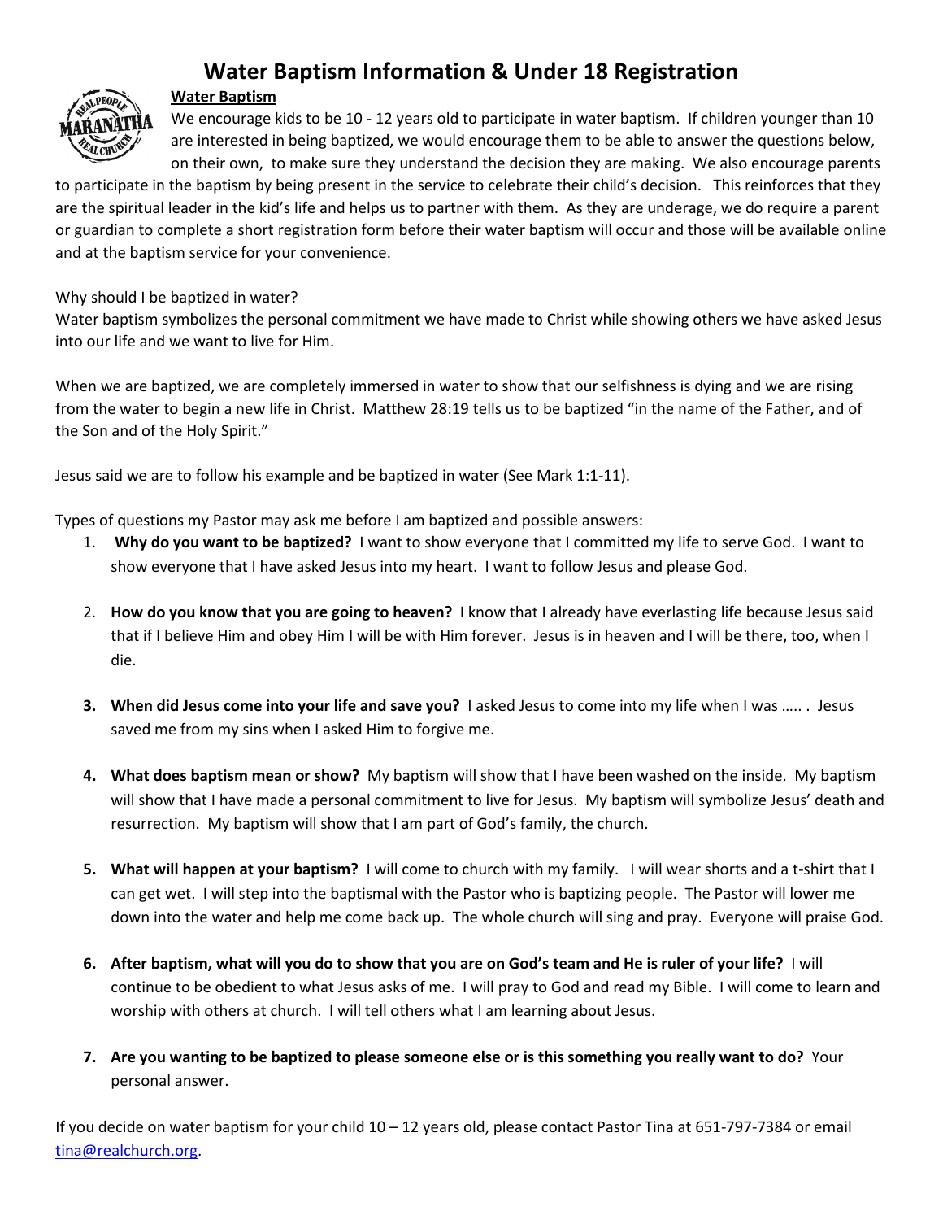# Water Baptism Information & Under 18 Registration

**Water Baptism**

We encourage kids to be 10 - 12 years old to participate in water baptism. If children younger than 10 are interested in being baptized, we would encourage them to be able to answer the questions below, on their own, to make sure they understand the decision they are making. We also encourage parents to participate in the baptism by being present in the service to celebrate their child's decision. This reinforces that they are the spiritual leader in the kid's life and helps us to partner with them. As they are underage, we do require a parent or guardian to complete a short registration form before their water baptism will occur and those will be available online and at the baptism service for your convenience.

Why should I be baptized in water?
Water baptism symbolizes the personal commitment we have made to Christ while showing others we have asked Jesus into our life and we want to live for Him.

When we are baptized, we are completely immersed in water to show that our selfishness is dying and we are rising from the water to begin a new life in Christ. Matthew 28:19 tells us to be baptized "in the name of the Father, and of the Son and of the Holy Spirit."

Jesus said we are to follow his example and be baptized in water (See Mark 1:1-11).

Types of questions my Pastor may ask me before I am baptized and possible answers:

1. **Why do you want to be baptized?** I want to show everyone that I committed my life to serve God. I want to show everyone that I have asked Jesus into my heart. I want to follow Jesus and please God.

2. **How do you know that you are going to heaven?** I know that I already have everlasting life because Jesus said that if I believe Him and obey Him I will be with Him forever. Jesus is in heaven and I will be there, too, when I die.

3. **When did Jesus come into your life and save you?** I asked Jesus to come into my life when I was ….. . Jesus saved me from my sins when I asked Him to forgive me.

4. **What does baptism mean or show?** My baptism will show that I have been washed on the inside. My baptism will show that I have made a personal commitment to live for Jesus. My baptism will symbolize Jesus' death and resurrection. My baptism will show that I am part of God's family, the church.

5. **What will happen at your baptism?** I will come to church with my family. I will wear shorts and a t-shirt that I can get wet. I will step into the baptismal with the Pastor who is baptizing people. The Pastor will lower me down into the water and help me come back up. The whole church will sing and pray. Everyone will praise God.

6. **After baptism, what will you do to show that you are on God's team and He is ruler of your life?** I will continue to be obedient to what Jesus asks of me. I will pray to God and read my Bible. I will come to learn and worship with others at church. I will tell others what I am learning about Jesus.

7. **Are you wanting to be baptized to please someone else or is this something you really want to do?** Your personal answer.

If you decide on water baptism for your child 10 – 12 years old, please contact Pastor Tina at 651-797-7384 or email tina@realchurch.org.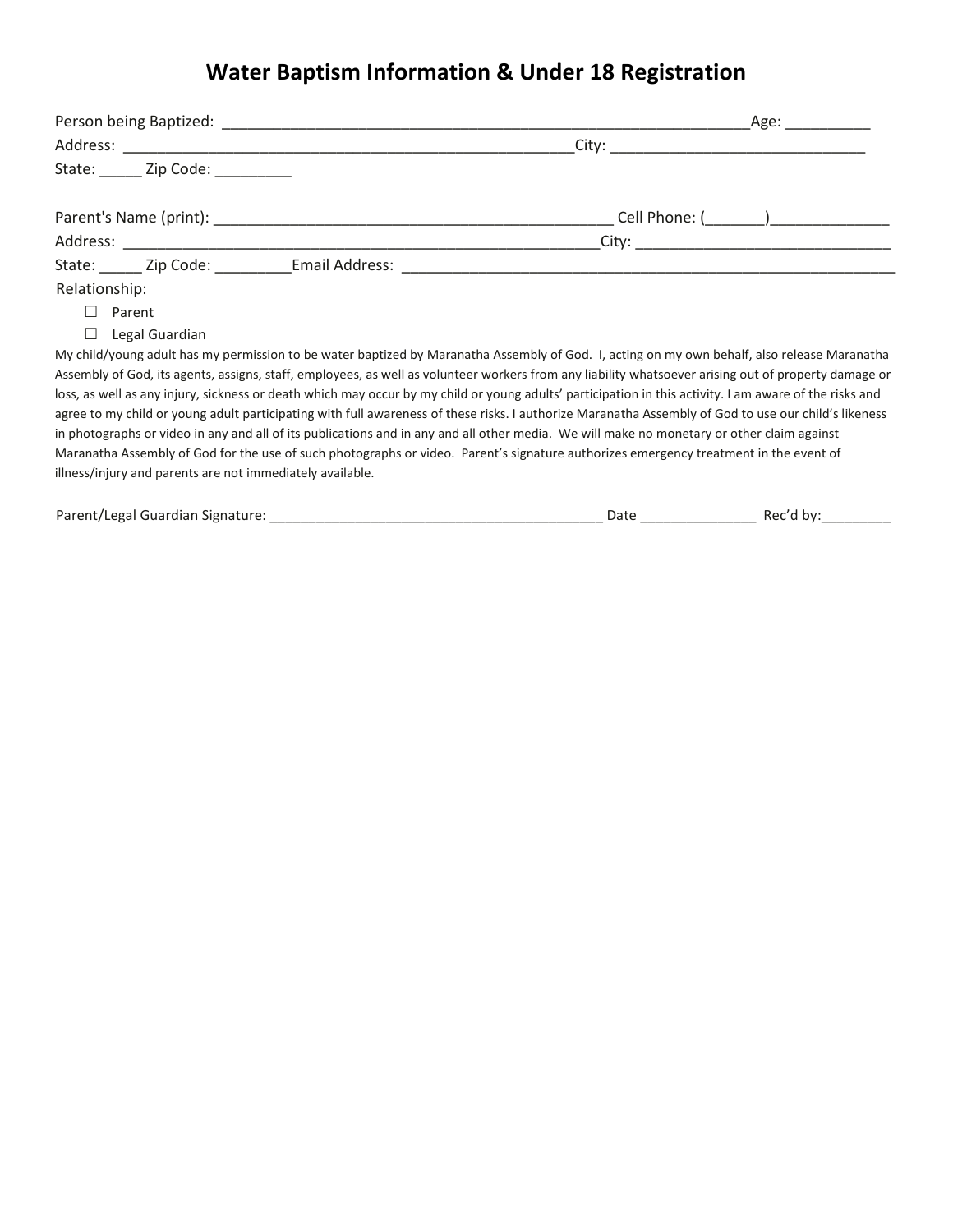# Water Baptism Information & Under 18 Registration

Person being Baptized: ________________________________________________________________Age: __________

Address: _______________________________________________________City: ______________________________

State: _____ Zip Code: _________

Parent's Name (print): _______________________________________________ Cell Phone: (_______)_____________

Address: _________________________________________________________City: ______________________________

State: _____ Zip Code: _________Email Address: ____________________________________________________________

Relationship:

- ☐ Parent
- ☐ Legal Guardian

My child/young adult has my permission to be water baptized by Maranatha Assembly of God. I, acting on my own behalf, also release Maranatha Assembly of God, its agents, assigns, staff, employees, as well as volunteer workers from any liability whatsoever arising out of property damage or loss, as well as any injury, sickness or death which may occur by my child or young adults' participation in this activity. I am aware of the risks and agree to my child or young adult participating with full awareness of these risks. I authorize Maranatha Assembly of God to use our child's likeness in photographs or video in any and all of its publications and in any and all other media. We will make no monetary or other claim against Maranatha Assembly of God for the use of such photographs or video. Parent's signature authorizes emergency treatment in the event of illness/injury and parents are not immediately available.

Parent/Legal Guardian Signature: ___________________________________________ Date _______________ Rec'd by:_________